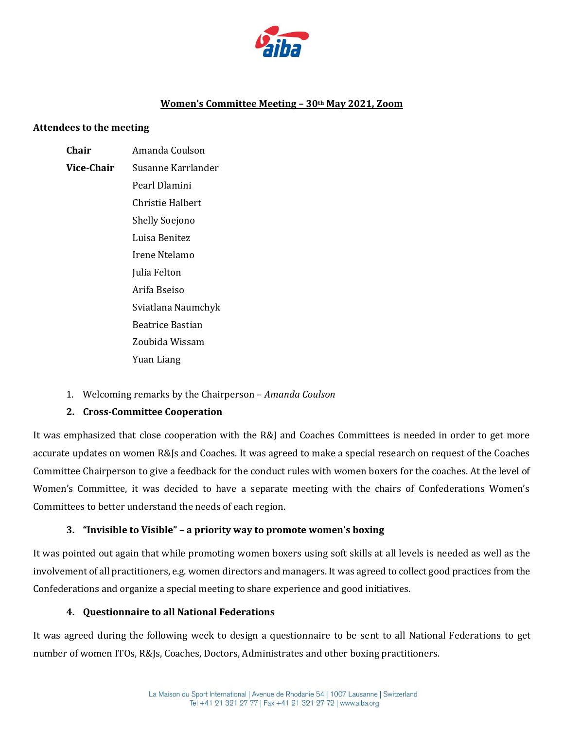## Women's Committee Meeting – 30th May 2021, Zoom

**Attendees to the meeting**

| | |
|---|---|
| **Chair** | Amanda Coulson |
| **Vice-Chair** | Susanne Karrlander |
| | Pearl Dlamini |
| | Christie Halbert |
| | Shelly Soejono |
| | Luisa Benitez |
| | Irene Ntelamo |
| | Julia Felton |
| | Arifa Bseiso |
| | Sviatlana Naumchyk |
| | Beatrice Bastian |
| | Zoubida Wissam |
| | Yuan Liang |

1. Welcoming remarks by the Chairperson – *Amanda Coulson*
2. **Cross-Committee Cooperation**

It was emphasized that close cooperation with the R&J and Coaches Committees is needed in order to get more accurate updates on women R&Js and Coaches. It was agreed to make a special research on request of the Coaches Committee Chairperson to give a feedback for the conduct rules with women boxers for the coaches. At the level of Women's Committee, it was decided to have a separate meeting with the chairs of Confederations Women's Committees to better understand the needs of each region.

3. **"Invisible to Visible" – a priority way to promote women's boxing**

It was pointed out again that while promoting women boxers using soft skills at all levels is needed as well as the involvement of all practitioners, e.g. women directors and managers. It was agreed to collect good practices from the Confederations and organize a special meeting to share experience and good initiatives.

4. **Questionnaire to all National Federations**

It was agreed during the following week to design a questionnaire to be sent to all National Federations to get number of women ITOs, R&Js, Coaches, Doctors, Administrates and other boxing practitioners.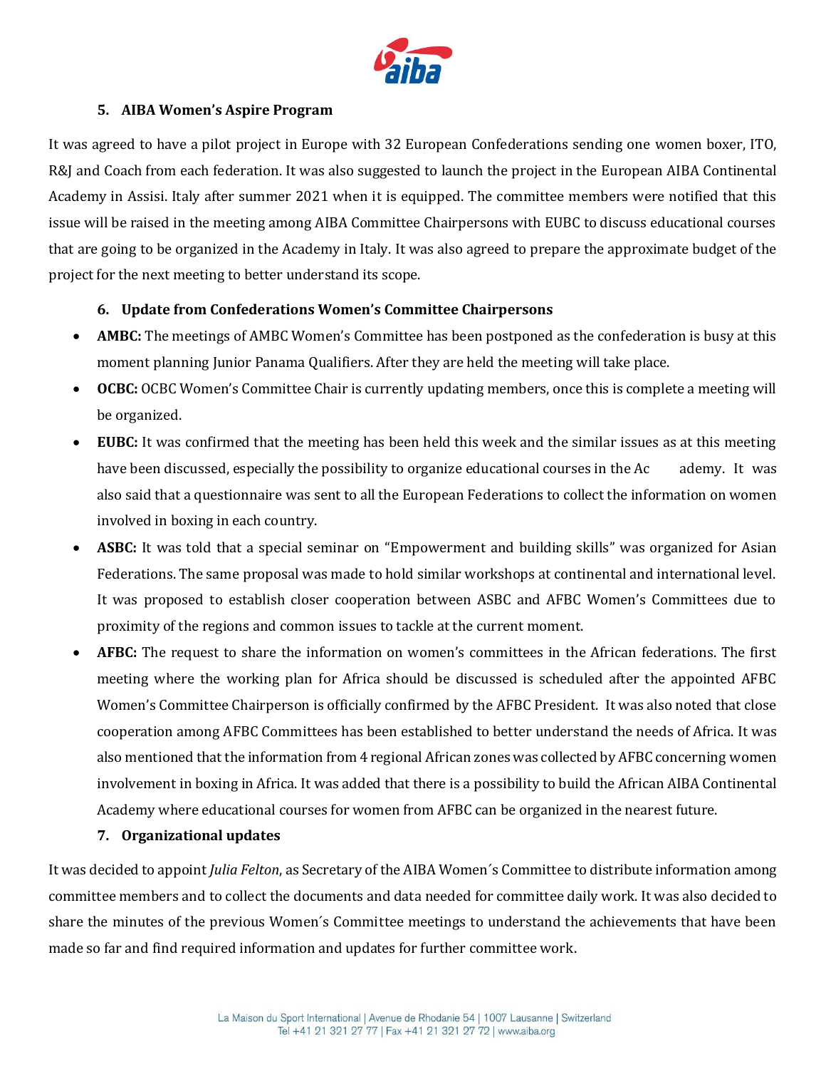5. **AIBA Women's Aspire Program**

It was agreed to have a pilot project in Europe with 32 European Confederations sending one women boxer, ITO, R&J and Coach from each federation. It was also suggested to launch the project in the European AIBA Continental Academy in Assisi. Italy after summer 2021 when it is equipped. The committee members were notified that this issue will be raised in the meeting among AIBA Committee Chairpersons with EUBC to discuss educational courses that are going to be organized in the Academy in Italy. It was also agreed to prepare the approximate budget of the project for the next meeting to better understand its scope.

6. **Update from Confederations Women's Committee Chairpersons**

- **AMBC:** The meetings of AMBC Women's Committee has been postponed as the confederation is busy at this moment planning Junior Panama Qualifiers. After they are held the meeting will take place.
- **OCBC:** OCBC Women's Committee Chair is currently updating members, once this is complete a meeting will be organized.
- **EUBC:** It was confirmed that the meeting has been held this week and the similar issues as at this meeting have been discussed, especially the possibility to organize educational courses in the Academy. It was also said that a questionnaire was sent to all the European Federations to collect the information on women involved in boxing in each country.
- **ASBC:** It was told that a special seminar on "Empowerment and building skills" was organized for Asian Federations. The same proposal was made to hold similar workshops at continental and international level. It was proposed to establish closer cooperation between ASBC and AFBC Women's Committees due to proximity of the regions and common issues to tackle at the current moment.
- **AFBC:** The request to share the information on women's committees in the African federations. The first meeting where the working plan for Africa should be discussed is scheduled after the appointed AFBC Women's Committee Chairperson is officially confirmed by the AFBC President. It was also noted that close cooperation among AFBC Committees has been established to better understand the needs of Africa. It was also mentioned that the information from 4 regional African zones was collected by AFBC concerning women involvement in boxing in Africa. It was added that there is a possibility to build the African AIBA Continental Academy where educational courses for women from AFBC can be organized in the nearest future.

7. **Organizational updates**

It was decided to appoint *Julia Felton*, as Secretary of the AIBA Women´s Committee to distribute information among committee members and to collect the documents and data needed for committee daily work. It was also decided to share the minutes of the previous Women´s Committee meetings to understand the achievements that have been made so far and find required information and updates for further committee work.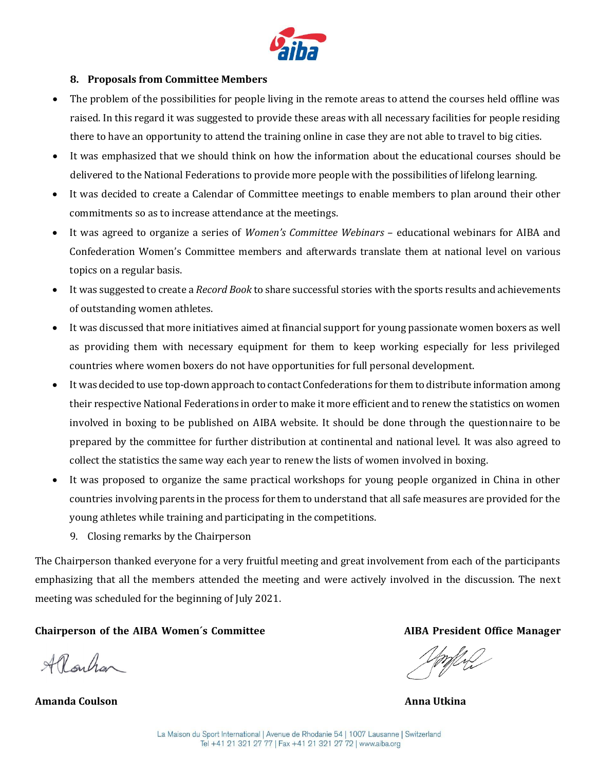## 8. Proposals from Committee Members

- The problem of the possibilities for people living in the remote areas to attend the courses held offline was raised. In this regard it was suggested to provide these areas with all necessary facilities for people residing there to have an opportunity to attend the training online in case they are not able to travel to big cities.
- It was emphasized that we should think on how the information about the educational courses should be delivered to the National Federations to provide more people with the possibilities of lifelong learning.
- It was decided to create a Calendar of Committee meetings to enable members to plan around their other commitments so as to increase attendance at the meetings.
- It was agreed to organize a series of *Women's Committee Webinars* – educational webinars for AIBA and Confederation Women's Committee members and afterwards translate them at national level on various topics on a regular basis.
- It was suggested to create a *Record Book* to share successful stories with the sports results and achievements of outstanding women athletes.
- It was discussed that more initiatives aimed at financial support for young passionate women boxers as well as providing them with necessary equipment for them to keep working especially for less privileged countries where women boxers do not have opportunities for full personal development.
- It was decided to use top-down approach to contact Confederations for them to distribute information among their respective National Federations in order to make it more efficient and to renew the statistics on women involved in boxing to be published on AIBA website. It should be done through the questionnaire to be prepared by the committee for further distribution at continental and national level. It was also agreed to collect the statistics the same way each year to renew the lists of women involved in boxing.
- It was proposed to organize the same practical workshops for young people organized in China in other countries involving parents in the process for them to understand that all safe measures are provided for the young athletes while training and participating in the competitions.

## 9. Closing remarks by the Chairperson

The Chairperson thanked everyone for a very fruitful meeting and great involvement from each of the participants emphasizing that all the members attended the meeting and were actively involved in the discussion. The next meeting was scheduled for the beginning of July 2021.

**Chairperson of the AIBA Women´s Committee**

**Amanda Coulson**

**AIBA President Office Manager**

**Anna Utkina**

La Maison du Sport International | Avenue de Rhodanie 54 | 1007 Lausanne | Switzerland
Tel +41 21 321 27 77 | Fax +41 21 321 27 72 | www.aiba.org